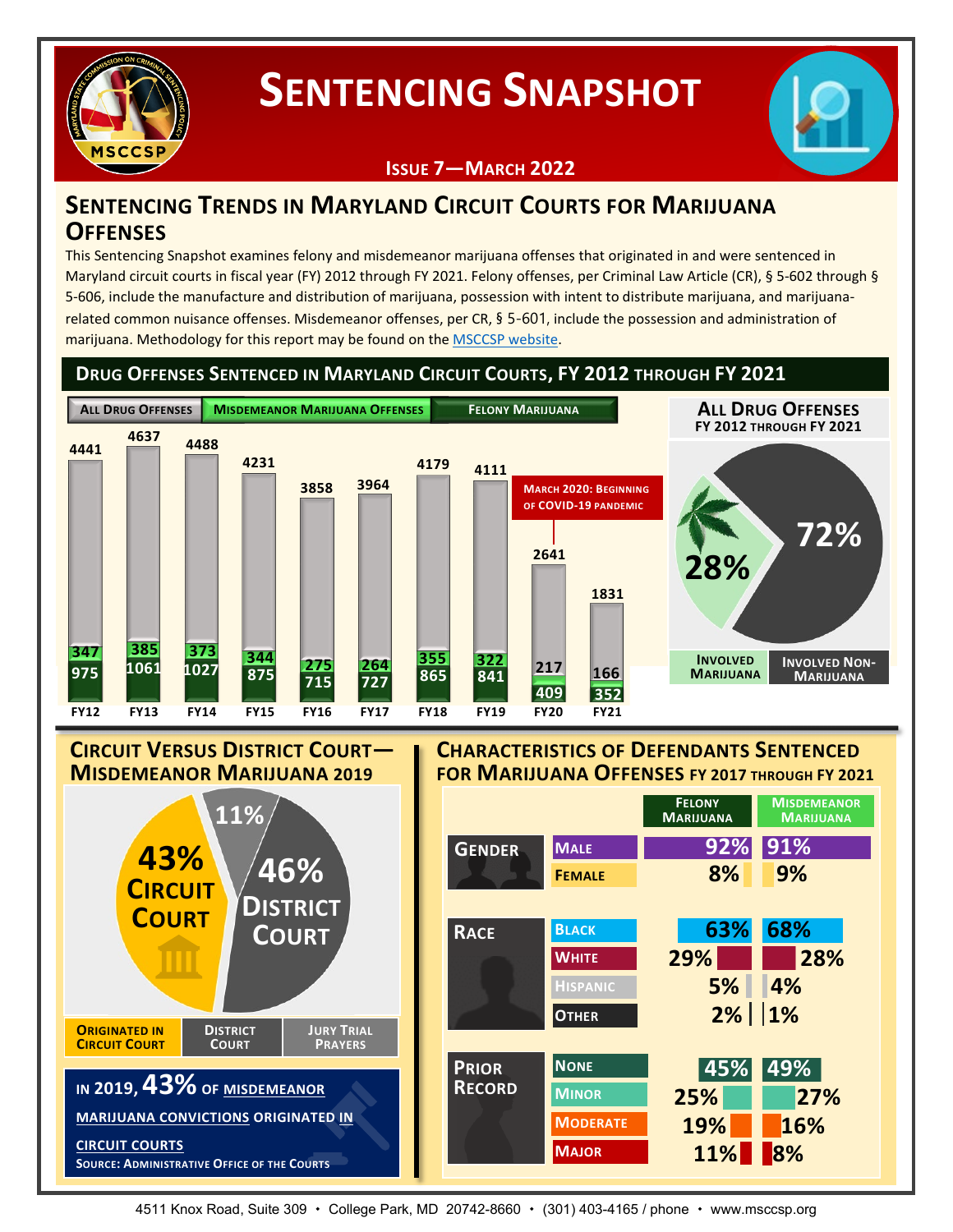# Sentencing Snapshot

**Issue 7—March 2022**

## Sentencing Trends in Maryland Circuit Courts for Marijuana Offenses

This Sentencing Snapshot examines felony and misdemeanor marijuana offenses that originated in and were sentenced in Maryland circuit courts in fiscal year (FY) 2012 through FY 2021. Felony offenses, per Criminal Law Article (CR), § 5-602 through § 5-606, include the manufacture and distribution of marijuana, possession with intent to distribute marijuana, and marijuana-related common nuisance offenses. Misdemeanor offenses, per CR, § 5-601, include the possession and administration of marijuana. Methodology for this report may be found on the MSCCSP website.

### Drug Offenses Sentenced in Maryland Circuit Courts, FY 2012 through FY 2021

| | FY12 | FY13 | FY14 | FY15 | FY16 | FY17 | FY18 | FY19 | FY20 | FY21 |
|---|---|---|---|---|---|---|---|---|---|---|
| All Drug Offenses | 4441 | 4637 | 4488 | 4231 | 3858 | 3964 | 4179 | 4111 | 2641 | 1831 |
| Misdemeanor Marijuana Offenses | 347 | 385 | 373 | 344 | 275 | 264 | 355 | 322 | 217 | 166 |
| Felony Marijuana | 975 | 1061 | 1027 | 875 | 715 | 727 | 865 | 841 | 409 | 352 |

March 2020: Beginning of COVID-19 pandemic

**All Drug Offenses FY 2012 through FY 2021**

- Involved Marijuana: 28%
- Involved Non-Marijuana: 72%

### Circuit Versus District Court—Misdemeanor Marijuana 2019

- Originated in Circuit Court: 43%
- District Court: 46%
- Jury Trial Prayers: 11%

In 2019, **43%** of misdemeanor marijuana convictions originated in circuit courts

Source: Administrative Office of the Courts

### Characteristics of Defendants Sentenced for Marijuana Offenses FY 2017 through FY 2021

| | | Felony Marijuana | Misdemeanor Marijuana |
|---|---|---|---|
| Gender | Male | 92% | 91% |
| | Female | 8% | 9% |
| Race | Black | 63% | 68% |
| | White | 29% | 28% |
| | Hispanic | 5% | 4% |
| | Other | 2% | 1% |
| Prior Record | None | 45% | 49% |
| | Minor | 25% | 27% |
| | Moderate | 19% | 16% |
| | Major | 11% | 8% |

4511 Knox Road, Suite 309 • College Park, MD 20742-8660 • (301) 403-4165 / phone • www.msccsp.org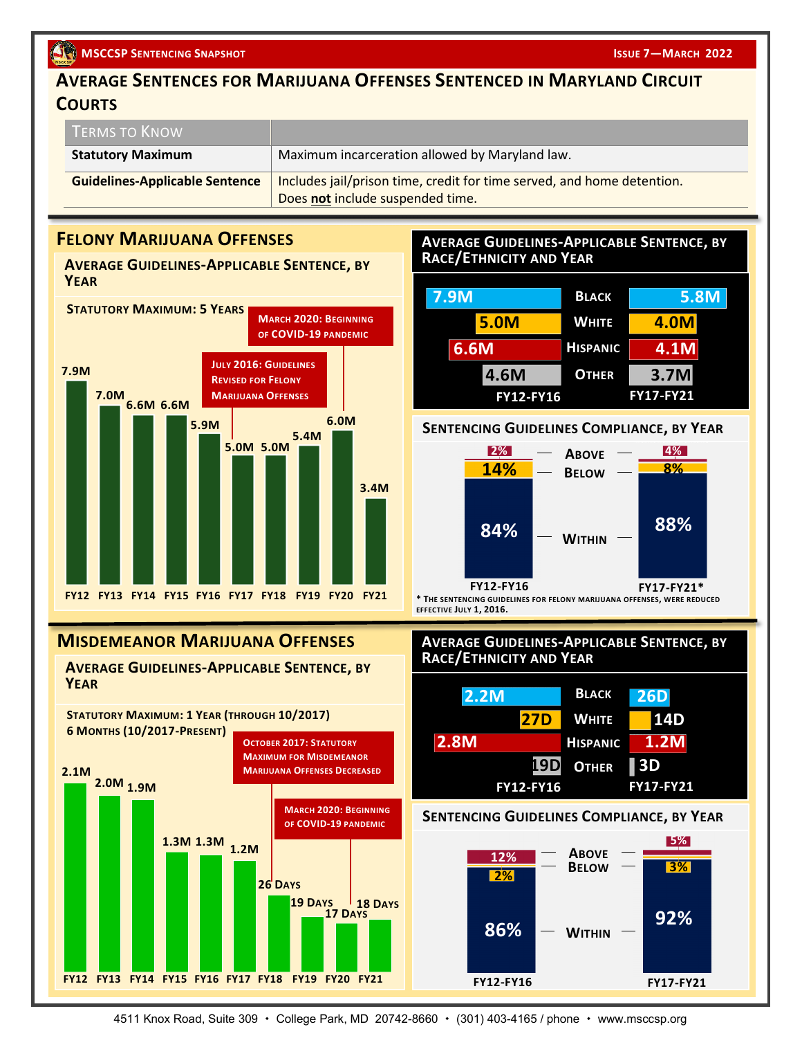MSCCSP Sentencing Snapshot — Issue 7—March 2022

# Average Sentences for Marijuana Offenses Sentenced in Maryland Circuit Courts

| Terms to Know | |
|---|---|
| **Statutory Maximum** | Maximum incarceration allowed by Maryland law. |
| **Guidelines-Applicable Sentence** | Includes jail/prison time, credit for time served, and home detention. Does **not** include suspended time. |

## Felony Marijuana Offenses

### Average Guidelines-Applicable Sentence, by Year

Statutory Maximum: 5 Years

March 2020: Beginning of COVID-19 pandemic

July 2016: Guidelines Revised for Felony Marijuana Offenses

7.9M
7.0M
6.6M
6.6M
5.9M
5.0M
5.0M
5.4M
6.0M
3.4M

FY12 FY13 FY14 FY15 FY16 FY17 FY18 FY19 FY20 FY21

### Average Guidelines-Applicable Sentence, by Race/Ethnicity and Year

7.9M Black 5.8M
5.0M White 4.0M
6.6M Hispanic 4.1M
4.6M Other 3.7M
FY12-FY16 FY17-FY21

### Sentencing Guidelines Compliance, by Year

Above: 2% — 4%
Below: 14% — 8%
Within: 84% — 88%

FY12-FY16 FY17-FY21*

* The sentencing guidelines for felony marijuana offenses, were reduced effective July 1, 2016.

## Misdemeanor Marijuana Offenses

### Average Guidelines-Applicable Sentence, by Year

Statutory Maximum: 1 Year (through 10/2017)
6 Months (10/2017-Present)

October 2017: Statutory Maximum for Misdemeanor Marijuana Offenses Decreased

March 2020: Beginning of COVID-19 pandemic

2.1M
2.0M
1.9M
1.3M
1.3M
1.2M
26 Days
19 Days
17 Days
18 Days

FY12 FY13 FY14 FY15 FY16 FY17 FY18 FY19 FY20 FY21

### Average Guidelines-Applicable Sentence, by Race/Ethnicity and Year

2.2M Black 26D
27D White 14D
2.8M Hispanic 1.2M
19D Other 3D
FY12-FY16 FY17-FY21

### Sentencing Guidelines Compliance, by Year

Above: 12% — 5%
Below: 2% — 3%
Within: 86% — 92%

FY12-FY16 FY17-FY21

4511 Knox Road, Suite 309 • College Park, MD 20742-8660 • (301) 403-4165 / phone • www.msccsp.org